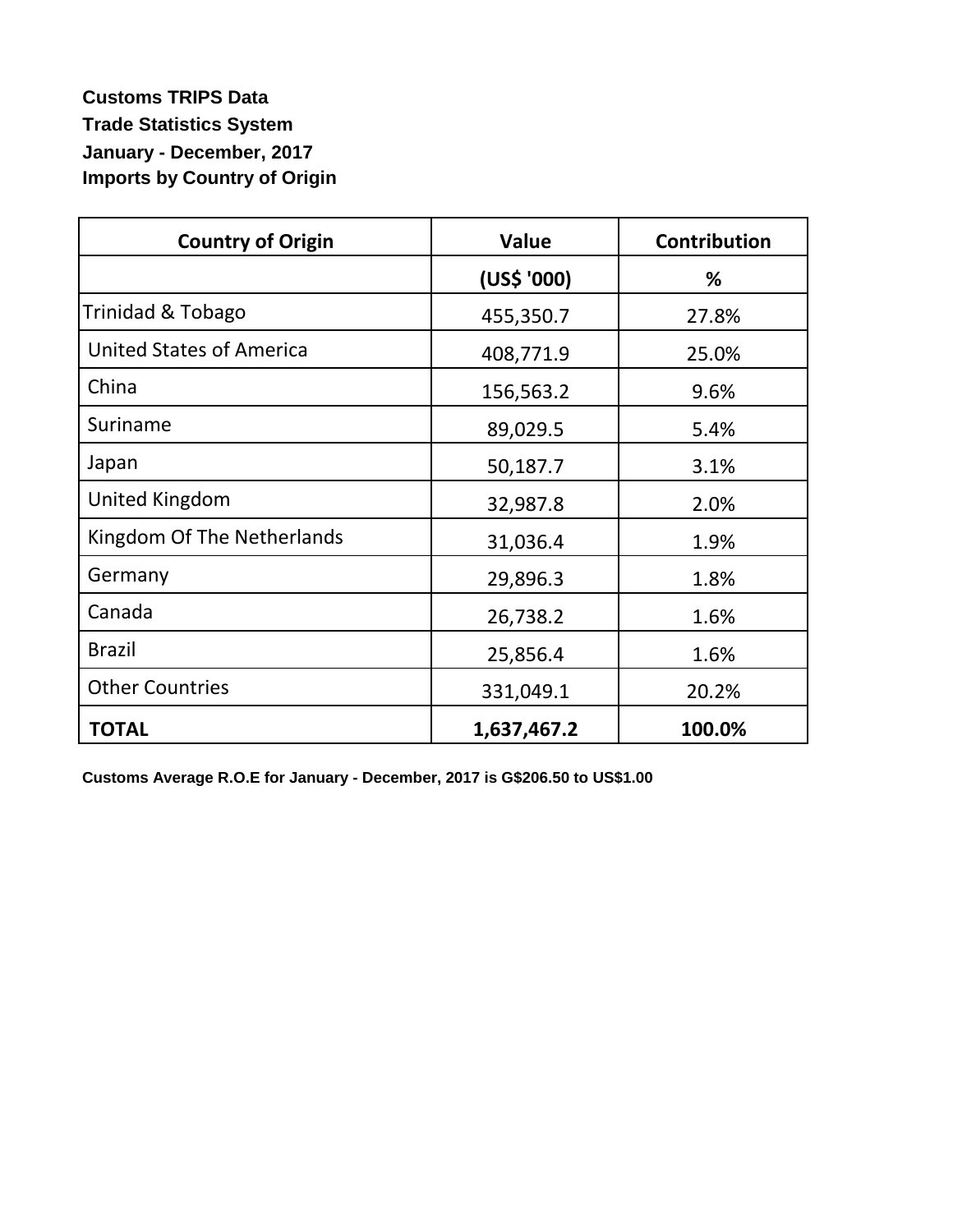**Customs TRIPS Data**

**Trade Statistics System**

**January - December, 2017**

**Imports by Country of Origin**

| Country of Origin | Value | Contribution |
|---|---|---|
| | (US$ '000) | % |
| Trinidad & Tobago | 455,350.7 | 27.8% |
| United States of America | 408,771.9 | 25.0% |
| China | 156,563.2 | 9.6% |
| Suriname | 89,029.5 | 5.4% |
| Japan | 50,187.7 | 3.1% |
| United Kingdom | 32,987.8 | 2.0% |
| Kingdom Of The Netherlands | 31,036.4 | 1.9% |
| Germany | 29,896.3 | 1.8% |
| Canada | 26,738.2 | 1.6% |
| Brazil | 25,856.4 | 1.6% |
| Other Countries | 331,049.1 | 20.2% |
| **TOTAL** | **1,637,467.2** | **100.0%** |

**Customs Average R.O.E for January - December, 2017 is G$206.50 to US$1.00**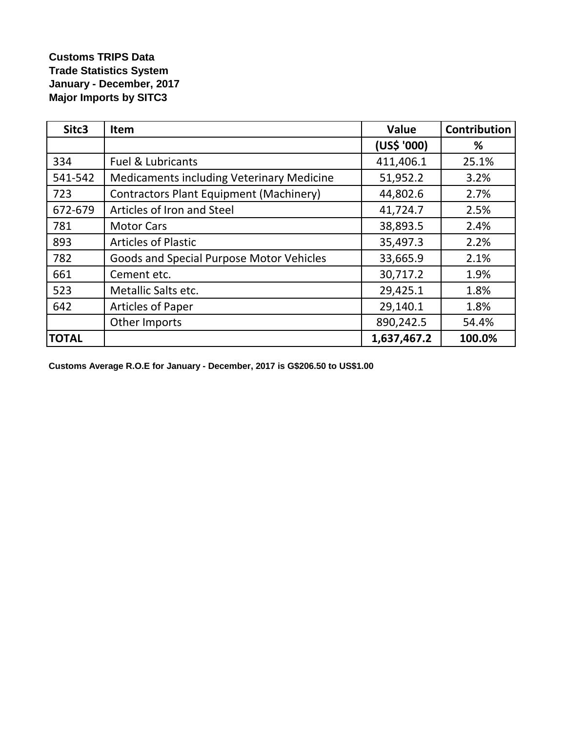**Customs TRIPS Data**
**Trade Statistics System**
**January - December, 2017**
**Major Imports by SITC3**

| Sitc3 | Item | Value | Contribution |
|---|---|---|---|
| | | (US$ '000) | % |
| 334 | Fuel & Lubricants | 411,406.1 | 25.1% |
| 541-542 | Medicaments including Veterinary Medicine | 51,952.2 | 3.2% |
| 723 | Contractors Plant Equipment (Machinery) | 44,802.6 | 2.7% |
| 672-679 | Articles of Iron and Steel | 41,724.7 | 2.5% |
| 781 | Motor Cars | 38,893.5 | 2.4% |
| 893 | Articles of Plastic | 35,497.3 | 2.2% |
| 782 | Goods and Special Purpose Motor Vehicles | 33,665.9 | 2.1% |
| 661 | Cement etc. | 30,717.2 | 1.9% |
| 523 | Metallic Salts etc. | 29,425.1 | 1.8% |
| 642 | Articles of Paper | 29,140.1 | 1.8% |
| | Other Imports | 890,242.5 | 54.4% |
| **TOTAL** | | **1,637,467.2** | **100.0%** |

**Customs Average R.O.E for January - December, 2017 is G$206.50 to US$1.00**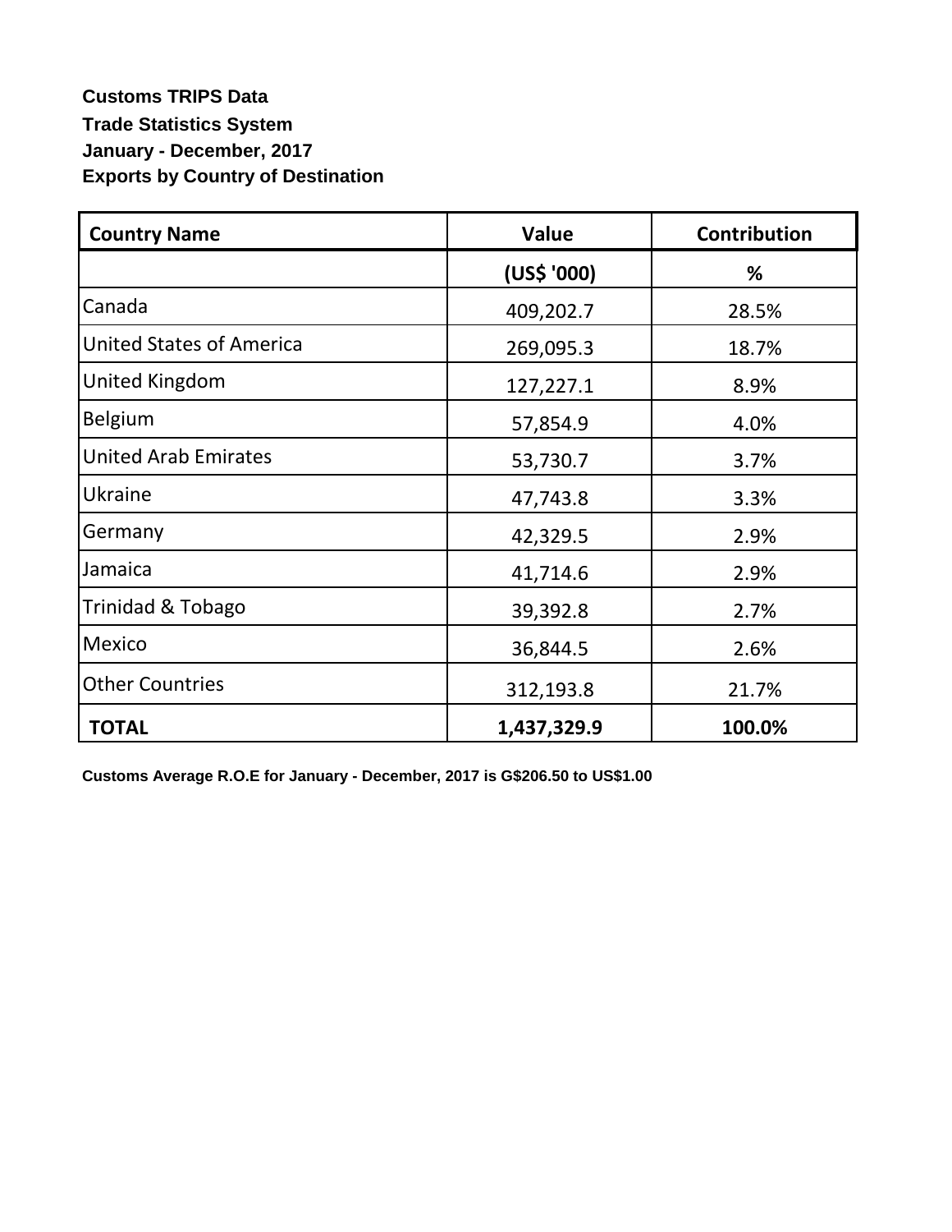**Customs TRIPS Data**

**Trade Statistics System**

**January - December, 2017**

**Exports by Country of Destination**

| Country Name | Value | Contribution |
|---|---|---|
| | (US$ '000) | % |
| Canada | 409,202.7 | 28.5% |
| United States of America | 269,095.3 | 18.7% |
| United Kingdom | 127,227.1 | 8.9% |
| Belgium | 57,854.9 | 4.0% |
| United Arab Emirates | 53,730.7 | 3.7% |
| Ukraine | 47,743.8 | 3.3% |
| Germany | 42,329.5 | 2.9% |
| Jamaica | 41,714.6 | 2.9% |
| Trinidad & Tobago | 39,392.8 | 2.7% |
| Mexico | 36,844.5 | 2.6% |
| Other Countries | 312,193.8 | 21.7% |
| **TOTAL** | **1,437,329.9** | **100.0%** |

**Customs Average R.O.E for January - December, 2017 is G$206.50 to US$1.00**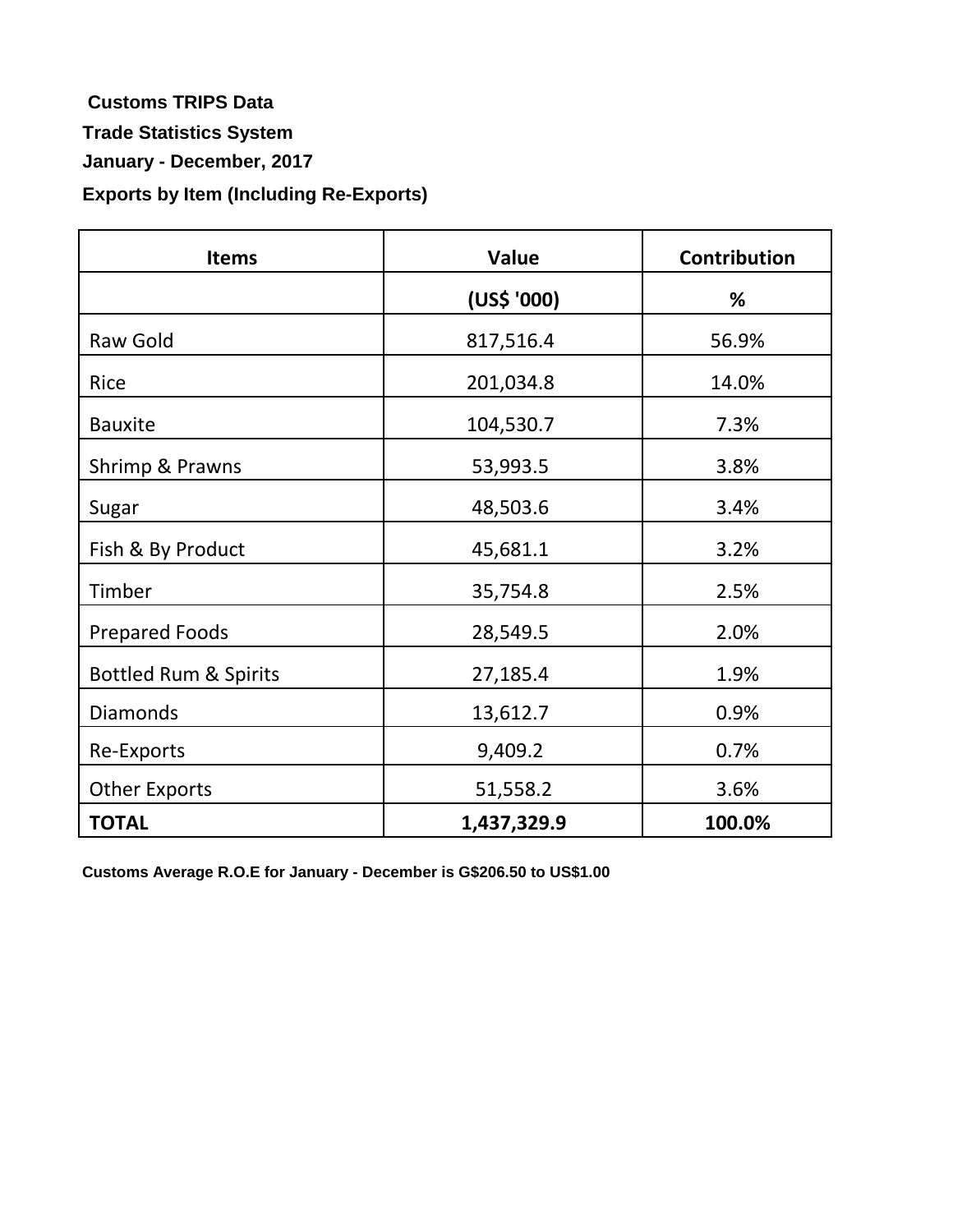**Customs TRIPS Data**

**Trade Statistics System**

**January - December, 2017**

**Exports by Item (Including Re-Exports)**

| Items | Value | Contribution |
|---|---|---|
| | (US$ '000) | % |
| Raw Gold | 817,516.4 | 56.9% |
| Rice | 201,034.8 | 14.0% |
| Bauxite | 104,530.7 | 7.3% |
| Shrimp & Prawns | 53,993.5 | 3.8% |
| Sugar | 48,503.6 | 3.4% |
| Fish & By Product | 45,681.1 | 3.2% |
| Timber | 35,754.8 | 2.5% |
| Prepared Foods | 28,549.5 | 2.0% |
| Bottled Rum & Spirits | 27,185.4 | 1.9% |
| Diamonds | 13,612.7 | 0.9% |
| Re-Exports | 9,409.2 | 0.7% |
| Other Exports | 51,558.2 | 3.6% |
| **TOTAL** | **1,437,329.9** | **100.0%** |

**Customs Average R.O.E for January - December is G$206.50 to US$1.00**